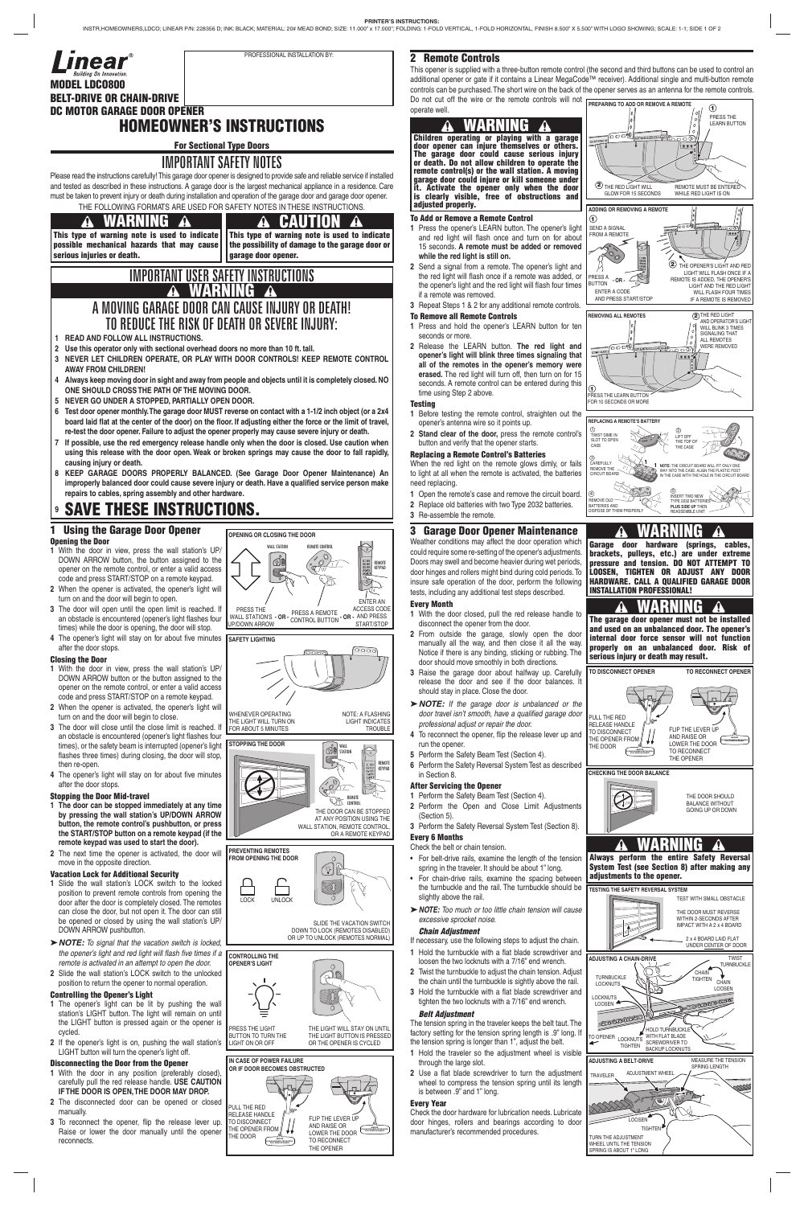PRINTER'S INSTRUCTIONS:
INSTR,HOMEOWNERS,LDCO; LINEAR P/N: 228356 D; INK: BLACK; MATERIAL: 20# MEAD BOND; SIZE: 11.000" x 17.000"; FOLDING: 1-FOLD VERTICAL, 1-FOLD HORIZONTAL, FINISH 8.500" X 5.500" WITH LOGO SHOWING; SCALE: 1-1; SIDE 1 OF 2

**Linear**® *Building On Innovation.*

PROFESSIONAL INSTALLATION BY:

**MODEL LDCO800**
**BELT-DRIVE OR CHAIN-DRIVE**
**DC MOTOR GARAGE DOOR OPENER**

# HOMEOWNER'S INSTRUCTIONS

**For Sectional Type Doors**

## IMPORTANT SAFETY NOTES

Please read the instructions carefully! This garage door opener is designed to provide safe and reliable service if installed and tested as described in these instructions. A garage door is the largest mechanical appliance in a residence. Care must be taken to prevent injury or death during installation and operation of the garage door and garage door opener.
THE FOLLOWING FORMATS ARE USED FOR SAFETY NOTES IN THESE INSTRUCTIONS.

**⚠ WARNING ⚠**
**This type of warning note is used to indicate possible mechanical hazards that may cause serious injuries or death.**

**⚠ CAUTION ⚠**
**This type of warning note is used to indicate the possibility of damage to the garage door or garage door opener.**

## IMPORTANT USER SAFETY INSTRUCTIONS

**⚠ WARNING ⚠**

### A MOVING GARAGE DOOR CAN CAUSE INJURY OR DEATH! TO REDUCE THE RISK OF DEATH OR SEVERE INJURY:

1. **READ AND FOLLOW ALL INSTRUCTIONS.**
2. **Use this operator only with sectional overhead doors no more than 10 ft. tall.**
3. **NEVER LET CHILDREN OPERATE, OR PLAY WITH DOOR CONTROLS! KEEP REMOTE CONTROL AWAY FROM CHILDREN!**
4. **Always keep moving door in sight and away from people and objects until it is completely closed. NO ONE SHOULD CROSS THE PATH OF THE MOVING DOOR.**
5. **NEVER GO UNDER A STOPPED, PARTIALLY OPEN DOOR.**
6. **Test door opener monthly. The garage door MUST reverse on contact with a 1-1/2 inch object (or a 2x4 board laid flat at the center of the door) on the floor. If adjusting either the force or the limit of travel, re-test the door opener. Failure to adjust the opener properly may cause severe injury or death.**
7. **If possible, use the red emergency release handle only when the door is closed. Use caution when using this release with the door open. Weak or broken springs may cause the door to fall rapidly, causing injury or death.**
8. **KEEP GARAGE DOORS PROPERLY BALANCED. (See Garage Door Opener Maintenance) An improperly balanced door could cause severe injury or death. Have a qualified service person make repairs to cables, spring assembly and other hardware.**
9. **SAVE THESE INSTRUCTIONS.**

## 1 Using the Garage Door Opener

### Opening the Door

1. With the door in view, press the wall station's UP/DOWN ARROW button, the button assigned to the opener on the remote control, or enter a valid access code and press START/STOP on a remote keypad.
2. When the opener is activated, the opener's light will turn on and the door will begin to open.
3. The door will open until the open limit is reached. If an obstacle is encountered (opener's light flashes four times) while the door is opening, the door will stop.
4. The opener's light will stay on for about five minutes after the door stops.

### Closing the Door

1. With the door in view, press the wall station's UP/DOWN ARROW button or the button assigned to the opener on the remote control, or enter a valid access code and press START/STOP on a remote keypad.
2. When the opener is activated, the opener's light will turn on and the door will begin to close.
3. The door will close until the close limit is reached. If an obstacle is encountered (opener's light flashes four times), or the safety beam is interrupted (opener's light flashes three times) during closing, the door will stop, then re-open.
4. The opener's light will stay on for about five minutes after the door stops.

### Stopping the Door Mid-travel

1. **The door can be stopped immediately at any time by pressing the wall station's UP/DOWN ARROW button, the remote control's pushbutton, or press the START/STOP button on a remote keypad (if the remote keypad was used to start the door).**
2. The next time the opener is activated, the door will move in the opposite direction.

### Vacation Lock for Additional Security

1. Slide the wall station's LOCK switch to the locked position to prevent remote controls from opening the door after the door is completely closed. The remotes can close the door, but not open it. The door can still be opened or closed by using the wall station's UP/DOWN ARROW pushbutton.

➤ ***NOTE:*** *To signal that the vacation switch is locked, the opener's light and red light will flash five times if a remote is activated in an attempt to open the door.*

2. Slide the wall station's LOCK switch to the unlocked position to return the opener to normal operation.

### Controlling the Opener's Light

1. The opener's light can be lit by pushing the wall station's LIGHT button. The light will remain on until the LIGHT button is pressed again or the opener is cycled.
2. If the opener's light is on, pushing the wall station's LIGHT button will turn the opener's light off.

### Disconnecting the Door from the Opener

1. With the door in any position (preferably closed), carefully pull the red release handle. **USE CAUTION IF THE DOOR IS OPEN, THE DOOR MAY DROP.**
2. The disconnected door can be opened or closed manually.
3. To reconnect the opener, flip the release lever up. Raise or lower the door manually until the opener reconnects.

**OPENING OR CLOSING THE DOOR**
WALL STATION — REMOTE CONTROL — REMOTE KEYPAD
PRESS THE WALL STATION'S UP/DOWN ARROW - OR - PRESS A REMOTE CONTROL BUTTON - OR - ENTER AN ACCESS CODE AND PRESS START/STOP

**SAFETY LIGHTING**
WHENEVER OPERATING THE LIGHT WILL TURN ON FOR ABOUT 5 MINUTES
NOTE: A FLASHING LIGHT INDICATES TROUBLE

**STOPPING THE DOOR**
WALL STATION — REMOTE KEYPAD — REMOTE CONTROL
THE DOOR CAN BE STOPPED AT ANY POSITION USING THE WALL STATION, REMOTE CONTROL, OR A REMOTE KEYPAD

**PREVENTING REMOTES FROM OPENING THE DOOR**
LOCK — UNLOCK
SLIDE THE VACATION SWITCH DOWN TO LOCK (REMOTES DISABLED) OR UP TO UNLOCK (REMOTES NORMAL)

**CONTROLLING THE OPENER'S LIGHT**
PRESS THE LIGHT BUTTON TO TURN THE LIGHT ON OR OFF
THE LIGHT WILL STAY ON UNTIL THE LIGHT BUTTON IS PRESSED OR THE OPENER IS CYCLED

**IN CASE OF POWER FAILURE OR IF DOOR BECOMES OBSTRUCTED**
PULL THE RED RELEASE HANDLE TO DISCONNECT THE OPENER FROM THE DOOR
FLIP THE LEVER UP AND RAISE OR LOWER THE DOOR TO RECONNECT THE OPENER

## 2 Remote Controls

This opener is supplied with a three-button remote control (the second and third buttons can be used to control an additional opener or gate if it contains a Linear MegaCode™ receiver). Additional single and multi-button remote controls can be purchased. The short wire on the back of the opener serves as an antenna for the remote controls. Do not cut off the wire or the remote controls will not operate well.

**⚠ WARNING ⚠**
**Children operating or playing with a garage door opener can injure themselves or others. The garage door could cause serious injury or death. Do not allow children to operate the remote control(s) or the wall station. A moving garage door could injure or kill someone under it. Activate the opener only when the door is clearly visible, free of obstructions and adjusted properly.**

### To Add or Remove a Remote Control

1. Press the opener's LEARN button. The opener's light and red light will flash once and turn on for about 15 seconds. **A remote must be added or removed while the red light is still on.**
2. Send a signal from a remote. The opener's light and the red light will flash once if a remote was added, or the opener's light and the red light will flash four times if a remote was removed.
3. Repeat Steps 1 & 2 for any additional remote controls.

### To Remove all Remote Controls

1. Press and hold the opener's LEARN button for ten seconds or more.
2. Release the LEARN button. **The red light and opener's light will blink three times signaling that all of the remotes in the opener's memory were erased.** The red light will turn off, then turn on for 15 seconds. A remote control can be entered during this time using Step 2 above.

### Testing

1. Before testing the remote control, straighten out the opener's antenna wire so it points up.
2. **Stand clear of the door,** press the remote control's button and verify that the opener starts.

### Replacing a Remote Control's Batteries

When the red light on the remote glows dimly, or fails to light at all when the remote is activated, the batteries need replacing.

1. Open the remote's case and remove the circuit board.
2. Replace old batteries with two Type 2032 batteries.
3. Re-assemble the remote.

**PREPARING TO ADD OR REMOVE A REMOTE**
① PRESS THE LEARN BUTTON
② THE RED LIGHT WILL GLOW FOR 15 SECONDS — REMOTE MUST BE ENTERED WHILE RED LIGHT IS ON

**ADDING OR REMOVING A REMOTE**
① SEND A SIGNAL FROM A REMOTE — PRESS A BUTTON - OR - ENTER A CODE AND PRESS START/STOP
② THE OPENER'S LIGHT AND RED LIGHT WILL FLASH ONCE IF A REMOTE IS ADDED, THE OPENER'S LIGHT AND THE RED LIGHT WILL FLASH FOUR TIMES IF A REMOTE IS REMOVED

**REMOVING ALL REMOTES**
① PRESS THE LEARN BUTTON FOR 10 SECONDS OR MORE
② THE RED LIGHT AND OPERATOR'S LIGHT WILL BLINK 3 TIMES SIGNALING THAT ALL REMOTES WERE REMOVED

**REPLACING A REMOTE'S BATTERY**
① TWIST DIME IN SLOT TO OPEN CASE
② LIFT OFF THE TOP OF THE CASE
③ CAREFULLY REMOVE THE CIRCUIT BOARD
④ REMOVE OLD BATTERIES AND DISPOSE OF THEM PROPERLY
⑤ INSERT TWO NEW TYPE 2032 BATTERIES PLUS SIDE UP THEN REASSEMBLE UNIT
NOTE: THE CIRCUIT BOARD WILL FIT ONLY ONE WAY INTO THE CASE. ALIGN THE PLASTIC POST IN THE CASE WITH THE HOLE IN THE CIRCUIT BOARD

## 3 Garage Door Opener Maintenance

Weather conditions may affect the door operation which could require some re-setting of the opener's adjustments. Doors may swell and become heavier during wet periods, door hinges and rollers might bind during cold periods. To insure safe operation of the door, perform the following tests, including any additional test steps described.

### Every Month

1. With the door closed, pull the red release handle to disconnect the opener from the door.
2. From outside the garage, slowly open the door manually all the way, and then close it all the way. Notice if there is any binding, sticking or rubbing. The door should move smoothly in both directions.
3. Raise the garage door about halfway up. Carefully release the door and see if the door balances. It should stay in place. Close the door.

➤ ***NOTE:*** *If the garage door is unbalanced or the door travel isn't smooth, have a qualified garage door professional adjust or repair the door.*

4. To reconnect the opener, flip the release lever up and run the opener.
5. Perform the Safety Beam Test (Section 4).
6. Perform the Safety Reversal System Test as described in Section 8.

### After Servicing the Opener

1. Perform the Safety Beam Test (Section 4).
2. Perform the Open and Close Limit Adjustments (Section 5).
3. Perform the Safety Reversal System Test (Section 8).

### Every 6 Months

Check the belt or chain tension.

- For belt-drive rails, examine the length of the tension spring in the traveler. It should be about 1" long.
- For chain-drive rails, examine the spacing between the turnbuckle and the rail. The turnbuckle should be slightly above the rail.

➤ ***NOTE:*** *Too much or too little chain tension will cause excessive sprocket noise.*

#### *Chain Adjustment*

If necessary, use the following steps to adjust the chain.

1. Hold the turnbuckle with a flat blade screwdriver and loosen the two locknuts with a 7/16" end wrench.
2. Twist the turnbuckle to adjust the chain tension. Adjust the chain until the turnbuckle is slightly above the rail.
3. Hold the turnbuckle with a flat blade screwdriver and tighten the two locknuts with a 7/16" end wrench.

#### *Belt Adjustment*

The tension spring in the traveler keeps the belt taut. The factory setting for the tension spring length is .9" long. If the tension spring is longer than 1", adjust the belt.

1. Hold the traveler so the adjustment wheel is visible through the large slot.
2. Use a flat blade screwdriver to turn the adjustment wheel to compress the tension spring until its length is between .9" and 1" long.

### Every Year

Check the door hardware for lubrication needs. Lubricate door hinges, rollers and bearings according to door manufacturer's recommended procedures.

**⚠ WARNING ⚠**
**Garage door hardware (springs, cables, brackets, pulleys, etc.) are under extreme pressure and tension. DO NOT ATTEMPT TO LOOSEN, TIGHTEN OR ADJUST ANY DOOR HARDWARE. CALL A QUALIFIED GARAGE DOOR INSTALLATION PROFESSIONAL!**

**⚠ WARNING ⚠**
**The garage door opener must not be installed and used on an unbalanced door. The opener's internal door force sensor will not function properly on an unbalanced door. Risk of serious injury or death may result.**

**TO DISCONNECT OPENER** — PULL THE RED RELEASE HANDLE TO DISCONNECT THE OPENER FROM THE DOOR
**TO RECONNECT OPENER** — FLIP THE LEVER UP AND RAISE OR LOWER THE DOOR TO RECONNECT THE OPENER

**CHECKING THE DOOR BALANCE**
THE DOOR SHOULD BALANCE WITHOUT GOING UP OR DOWN

**⚠ WARNING ⚠**
**Always perform the entire Safety Reversal System Test (see Section 8) after making any adjustments to the opener.**

**TESTING THE SAFETY REVERSAL SYSTEM**
TEST WITH SMALL OBSTACLE
THE DOOR MUST REVERSE WITHIN 2-SECONDS AFTER IMPACT WITH A 2 X 4 BOARD
2 x 4 BOARD LAID FLAT UNDER CENTER OF DOOR

**ADJUSTING A CHAIN-DRIVE**
TWIST TURNBUCKLE — CHAIN TIGHTEN — CHAIN LOOSEN — TURNBUCKLE LOCKNUTS — LOCKNUTS LOOSEN — TO OPENER — LOCKNUTS TIGHTEN — HOLD TURNBUCKLE WITH FLAT BLADE SCREWDRIVER TO BACKUP LOCKNUTS

**ADJUSTING A BELT-DRIVE**
TRAVELER — ADJUSTMENT WHEEL — MEASURE THE TENSION SPRING LENGTH — LOOSEN — TIGHTEN
TURN THE ADJUSTMENT WHEEL UNTIL THE TENSION SPRING IS ABOUT 1" LONG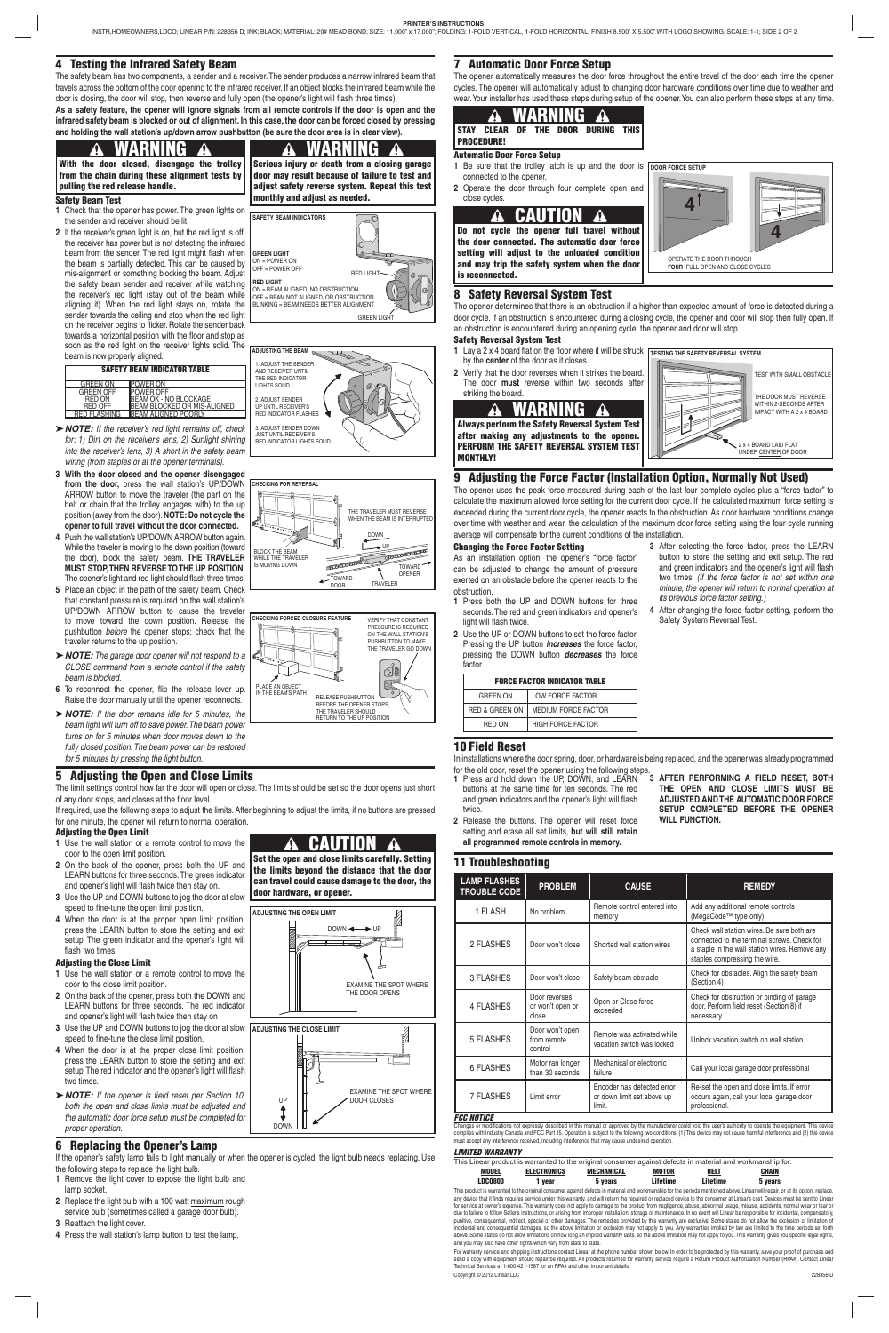## 4 Testing the Infrared Safety Beam

The safety beam has two components, a sender and a receiver. The sender produces a narrow infrared beam that travels across the bottom of the door opening to the infrared receiver. If an object blocks the infrared beam while the door is closing, the door will stop, then reverse and fully open (the opener's light will flash three times).

**As a safety feature, the opener will ignore signals from all remote controls if the door is open and the infrared safety beam is blocked or out of alignment. In this case, the door can be forced closed by pressing and holding the wall station's up/down arrow pushbutton (be sure the door area is in clear view).**

**⚠ WARNING ⚠**

**With the door closed, disengage the trolley from the chain during these alignment tests by pulling the red release handle.**

**⚠ WARNING ⚠**

**Serious injury or death from a closing garage door may result because of failure to test and adjust safety reverse system. Repeat this test monthly and adjust as needed.**

### Safety Beam Test

1. Check that the opener has power. The green lights on the sender and receiver should be lit.
2. If the receiver's green light is on, but the red light is off, the receiver has power but is not detecting the infrared beam from the sender. The red light might flash when the beam is partially detected. This can be caused by mis-alignment or something blocking the beam. Adjust the safety beam sender and receiver while watching the receiver's red light (stay out of the beam while aligning it). When the red light stays on, rotate the sender towards the ceiling and stop when the red light on the receiver begins to flicker. Rotate the sender back towards a horizontal position with the floor and stop as soon as the red light on the receiver lights solid. The beam is now properly aligned.

SAFETY BEAM INDICATORS

GREEN LIGHT
ON = POWER ON
OFF = POWER OFF

RED LIGHT
ON = BEAM ALIGNED, NO OBSTRUCTION
OFF = BEAM NOT ALIGNED, OR OBSTRUCTION
BLINKING = BEAM NEEDS BETTER ALIGNMENT

RED LIGHT

GREEN LIGHT

| SAFETY BEAM INDICATOR TABLE | |
|---|---|
| GREEN ON | POWER ON |
| GREEN OFF | POWER OFF |
| RED ON | BEAM OK - NO BLOCKAGE |
| RED OFF | BEAM BLOCKED OR MIS-ALIGNED |
| RED FLASHING | BEAM ALIGNED POORLY |

ADJUSTING THE BEAM

1. ADJUST THE SENDER AND RECEIVER UNTIL THE RED INDICATOR LIGHTS SOLID
2. ADJUST SENDER UP UNTIL RECEIVER'S RED INDICATOR FLASHES
3. ADJUST SENDER DOWN JUST UNTIL RECEIVER'S RED INDICATOR LIGHTS SOLID

➤ ***NOTE:** If the receiver's red light remains off, check for: 1) Dirt on the receiver's lens, 2) Sunlight shining into the receiver's lens, 3) A short in the safety beam wiring (from staples or at the opener terminals).*

3. **With the door closed and the opener disengaged from the door,** press the wall station's UP/DOWN ARROW button to move the traveler (the part on the belt or chain that the trolley engages with) to the up position (away from the door). **NOTE: Do not cycle the opener to full travel without the door connected.**
4. Push the wall station's UP/DOWN ARROW button again. While the traveler is moving to the down position (toward the door), block the safety beam. **THE TRAVELER MUST STOP, THEN REVERSE TO THE UP POSITION.** The opener's light and red light should flash three times.
5. Place an object in the path of the safety beam. Check that constant pressure is required on the wall station's UP/DOWN ARROW button to cause the traveler to move toward the down position. Release the pushbutton *before* the opener stops; check that the traveler returns to the up position.

➤ ***NOTE:** The garage door opener will not respond to a CLOSE command from a remote control if the safety beam is blocked.*

6. To reconnect the opener, flip the release lever up. Raise the door manually until the opener reconnects.

➤ ***NOTE:** If the door remains idle for 5 minutes, the beam light will turn off to save power. The beam power turns on for 5 minutes when door moves down to the fully closed position. The beam power can be restored for 5 minutes by pressing the light button.*

CHECKING FOR REVERSAL

THE TRAVELER MUST REVERSE WHEN THE BEAM IS INTERRUPTED

DOWN
UP
BLOCK THE BEAM WHILE THE TRAVELER IS MOVING DOWN
TOWARD DOOR
TOWARD OPENER
TRAVELER

CHECKING FORCED CLOSURE FEATURE

VERIFY THAT CONSTANT PRESSURE IS REQUIRED ON THE WALL STATION'S PUSHBUTTON TO MAKE THE TRAVELER GO DOWN

PLACE AN OBJECT IN THE BEAM'S PATH

RELEASE PUSHBUTTON BEFORE THE OPENER STOPS, THE TRAVELER SHOULD RETURN TO THE UP POSITION

## 5 Adjusting the Open and Close Limits

The limit settings control how far the door will open or close. The limits should be set so the door opens just short of any door stops, and closes at the floor level.

If required, use the following steps to adjust the limits. After beginning to adjust the limits, if no buttons are pressed for one minute, the opener will return to normal operation.

**⚠ CAUTION ⚠**

**Set the open and close limits carefully. Setting the limits beyond the distance that the door can travel could cause damage to the door, the door hardware, or opener.**

### Adjusting the Open Limit

1. Use the wall station or a remote control to move the door to the open limit position.
2. On the back of the opener, press both the UP and LEARN buttons for three seconds. The green indicator and opener's light will flash twice then stay on.
3. Use the UP and DOWN buttons to jog the door at slow speed to fine-tune the open limit position.
4. When the door is at the proper open limit position, press the LEARN button to store the setting and exit setup. The green indicator and the opener's light will flash two times.

ADJUSTING THE OPEN LIMIT

DOWN ↔ UP

EXAMINE THE SPOT WHERE THE DOOR OPENS

### Adjusting the Close Limit

1. Use the wall station or a remote control to move the door to the close limit position.
2. On the back of the opener, press both the DOWN and LEARN buttons for three seconds. The red indicator and opener's light will flash twice then stay on
3. Use the UP and DOWN buttons to jog the door at slow speed to fine-tune the close limit position.
4. When the door is at the proper close limit position, press the LEARN button to store the setting and exit setup. The red indicator and the opener's light will flash two times.

ADJUSTING THE CLOSE LIMIT

UP
DOWN

EXAMINE THE SPOT WHERE DOOR CLOSES

➤ ***NOTE:** If the opener is field reset per Section 10, both the open and close limits must be adjusted and the automatic door force setup must be completed for proper operation.*

## 6 Replacing the Opener's Lamp

If the opener's safety lamp fails to light manually or when the opener is cycled, the light bulb needs replacing. Use the following steps to replace the light bulb.

1. Remove the light cover to expose the light bulb and lamp socket.
2. Replace the light bulb with a 100 watt maximum rough service bulb (sometimes called a garage door bulb).
3. Reattach the light cover.
4. Press the wall station's lamp button to test the lamp.

## 7 Automatic Door Force Setup

The opener automatically measures the door force throughout the entire travel of the door each time the opener cycles. The opener will automatically adjust to changing door hardware conditions over time due to weather and wear. Your installer has used these steps during setup of the opener. You can also perform these steps at any time.

**⚠ WARNING ⚠**

**STAY CLEAR OF THE DOOR DURING THIS PROCEDURE!**

### Automatic Door Force Setup

1. Be sure that the trolley latch is up and the door is connected to the opener.
2. Operate the door through four complete open and close cycles.

**⚠ CAUTION ⚠**

**Do not cycle the opener full travel without the door connected. The automatic door force setting will adjust to the unloaded condition and may trip the safety system when the door is reconnected.**

DOOR FORCE SETUP

4
4

OPERATE THE DOOR THROUGH FOUR FULL OPEN AND CLOSE CYCLES

## 8 Safety Reversal System Test

The opener determines that there is an obstruction if a higher than expected amount of force is detected during a door cycle. If an obstruction is encountered during a closing cycle, the opener and door will stop then fully open. If an obstruction is encountered during an opening cycle, the opener and door will stop.

### Safety Reversal System Test

1. Lay a 2 x 4 board flat on the floor where it will be struck by the **center** of the door as it closes.
2. Verify that the door reverses when it strikes the board. The door **must** reverse within two seconds after striking the board.

**⚠ WARNING ⚠**

**Always perform the Safety Reversal System Test after making any adjustments to the opener. PERFORM THE SAFETY REVERSAL SYSTEM TEST MONTHLY!**

TESTING THE SAFETY REVERSAL SYSTEM

TEST WITH SMALL OBSTACLE

THE DOOR MUST REVERSE WITHIN 2-SECONDS AFTER IMPACT WITH A 2 x 4 BOARD

2 x 4 BOARD LAID FLAT UNDER CENTER OF DOOR

## 9 Adjusting the Force Factor (Installation Option, Normally Not Used)

The opener uses the peak force measured during each of the last four complete cycles plus a "force factor" to calculate the maximum allowed force setting for the current door cycle. If the calculated maximum force setting is exceeded during the current door cycle, the opener reacts to the obstruction. As door hardware conditions change over time with weather and wear, the calculation of the maximum door force setting using the four cycle running average will compensate for the current conditions of the installation.

### Changing the Force Factor Setting

As an installation option, the opener's "force factor" can be adjusted to change the amount of pressure exerted on an obstacle before the opener reacts to the obstruction.

1. Press both the UP and DOWN buttons for three seconds. The red and green indicators and opener's light will flash twice.
2. Use the UP or DOWN buttons to set the force factor. Pressing the UP button ***increases*** the force factor, pressing the DOWN button ***decreases*** the force factor.

| FORCE FACTOR INDICATOR TABLE | |
|---|---|
| GREEN ON | LOW FORCE FACTOR |
| RED & GREEN ON | MEDIUM FORCE FACTOR |
| RED ON | HIGH FORCE FACTOR |

3. After selecting the force factor, press the LEARN button to store the setting and exit setup. The red and green indicators and the opener's light will flash two times. *(If the force factor is not set within one minute, the opener will return to normal operation at its previous force factor setting.)*
4. After changing the force factor setting, perform the Safety System Reversal Test.

## 10 Field Reset

In installations where the door spring, door, or hardware is being replaced, and the opener was already programmed for the old door, reset the opener using the following steps.

1. Press and hold down the UP, DOWN, and LEARN buttons at the same time for ten seconds. The red and green indicators and the opener's light will flash twice.
2. Release the buttons. The opener will reset force setting and erase all set limits, **but will still retain all programmed remote controls in memory.**
3. **AFTER PERFORMING A FIELD RESET, BOTH THE OPEN AND CLOSE LIMITS MUST BE ADJUSTED AND THE AUTOMATIC DOOR FORCE SETUP COMPLETED BEFORE THE OPENER WILL FUNCTION.**

## 11 Troubleshooting

| LAMP FLASHES TROUBLE CODE | PROBLEM | CAUSE | REMEDY |
|---|---|---|---|
| 1 FLASH | No problem | Remote control entered into memory | Add any additional remote controls (MegaCode™ type only) |
| 2 FLASHES | Door won't close | Shorted wall station wires | Check wall station wires. Be sure both are connected to the terminal screws. Check for a staple in the wall station wires. Remove any staples compressing the wire. |
| 3 FLASHES | Door won't close | Safety beam obstacle | Check for obstacles. Align the safety beam (Section 4) |
| 4 FLASHES | Door reverses or won't open or close | Open or Close force exceeded | Check for obstruction or binding of garage door. Perform field reset (Section 8) if necessary. |
| 5 FLASHES | Door won't open from remote control | Remote was activated while vacation switch was locked | Unlock vacation switch on wall station |
| 6 FLASHES | Motor ran longer than 30 seconds | Mechanical or electronic failure | Call your local garage door professional |
| 7 FLASHES | Limit error | Encoder has detected error or limit short set above up limit. | Re-set the open and close limits. If error occurs again, call your local garage door professional. |

### *FCC NOTICE*

Changes or modifications not expressly described in this manual or approved by the manufacturer could void the user's authority to operate the equipment. This device complies with Industry Canada and FCC Part 15. Operation is subject to the following two conditions: (1) This device may not cause harmful interference and (2) this device must accept any interference received, including interference that may cause undesired operation.

### *LIMITED WARRANTY*

This Linear product is warranted to the original consumer against defects in material and workmanship for:

| MODEL | ELECTRONICS | MECHANICAL | MOTOR | BELT | CHAIN |
|---|---|---|---|---|---|
| LDCO800 | 1 year | 5 years | Lifetime | Lifetime | 5 years |

This product is warranted to the original consumer against defects in material and workmanship for the periods mentioned above. Linear will repair, or at its option, replace, any device that it finds requires service under this warranty, and will return the repaired or replaced device to the consumer at Linear's cost. Devices must be sent to Linear for service at owner's expense. This warranty does not apply to damage to the product from negligence, abuse, abnormal usage, misuse, accidents, normal wear or tear or due to failure to follow Seller's instructions, or arising from improper installation, storage or maintenance. In no event will Linear be responsible for incidental, compensatory, punitive, consequential, indirect, special or other damages. The remedies provided by this warranty are exclusive. Some states do not allow the exclusion or limitation of incidental and consequential damages, so the above limitation or exclusion may not apply to you. Any warranties implied by law are limited to the time periods set forth above. Some states do not allow limitations on how long an implied warranty lasts, so the above limitation may not apply to you. This warranty gives you specific legal rights, and you may also have other rights which vary from state to state.

For warranty service and shipping instructions contact Linear at the phone number shown below. In order to be processed by this warranty, save your proof of purchase and send a copy with equipment should repair be required. All products returned for warranty service require a Return Product Authorization Number (RPA#). Contact Linear Technical Services at 1-800-421-1587 for an RPA# and other important details.

Copyright © 2012 Linear LLC

228356 D